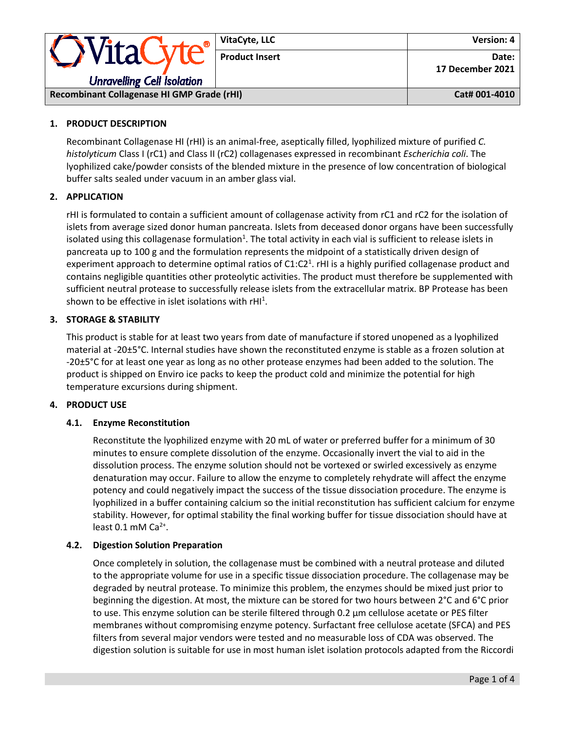| VitaCyte® Unravelling Cell Isolation | VitaCyte, LLC | Version: 4 |
|---|---|---|
| | Product Insert | Date: 17 December 2021 |
| Recombinant Collagenase HI GMP Grade (rHI) | | Cat# 001-4010 |

## 1. PRODUCT DESCRIPTION

Recombinant Collagenase HI (rHI) is an animal-free, aseptically filled, lyophilized mixture of purified *C. histolyticum* Class I (rC1) and Class II (rC2) collagenases expressed in recombinant *Escherichia coli*. The lyophilized cake/powder consists of the blended mixture in the presence of low concentration of biological buffer salts sealed under vacuum in an amber glass vial.

## 2. APPLICATION

rHI is formulated to contain a sufficient amount of collagenase activity from rC1 and rC2 for the isolation of islets from average sized donor human pancreata. Islets from deceased donor organs have been successfully isolated using this collagenase formulation[1]. The total activity in each vial is sufficient to release islets in pancreata up to 100 g and the formulation represents the midpoint of a statistically driven design of experiment approach to determine optimal ratios of C1:C2[1]. rHI is a highly purified collagenase product and contains negligible quantities other proteolytic activities. The product must therefore be supplemented with sufficient neutral protease to successfully release islets from the extracellular matrix. BP Protease has been shown to be effective in islet isolations with rHI[1].

## 3. STORAGE & STABILITY

This product is stable for at least two years from date of manufacture if stored unopened as a lyophilized material at -20±5°C. Internal studies have shown the reconstituted enzyme is stable as a frozen solution at -20±5°C for at least one year as long as no other protease enzymes had been added to the solution. The product is shipped on Enviro ice packs to keep the product cold and minimize the potential for high temperature excursions during shipment.

## 4. PRODUCT USE

### 4.1. Enzyme Reconstitution

Reconstitute the lyophilized enzyme with 20 mL of water or preferred buffer for a minimum of 30 minutes to ensure complete dissolution of the enzyme. Occasionally invert the vial to aid in the dissolution process. The enzyme solution should not be vortexed or swirled excessively as enzyme denaturation may occur. Failure to allow the enzyme to completely rehydrate will affect the enzyme potency and could negatively impact the success of the tissue dissociation procedure. The enzyme is lyophilized in a buffer containing calcium so the initial reconstitution has sufficient calcium for enzyme stability. However, for optimal stability the final working buffer for tissue dissociation should have at least 0.1 mM $Ca^{2+}$.

### 4.2. Digestion Solution Preparation

Once completely in solution, the collagenase must be combined with a neutral protease and diluted to the appropriate volume for use in a specific tissue dissociation procedure. The collagenase may be degraded by neutral protease. To minimize this problem, the enzymes should be mixed just prior to beginning the digestion. At most, the mixture can be stored for two hours between 2°C and 6°C prior to use. This enzyme solution can be sterile filtered through 0.2 µm cellulose acetate or PES filter membranes without compromising enzyme potency. Surfactant free cellulose acetate (SFCA) and PES filters from several major vendors were tested and no measurable loss of CDA was observed. The digestion solution is suitable for use in most human islet isolation protocols adapted from the Riccordi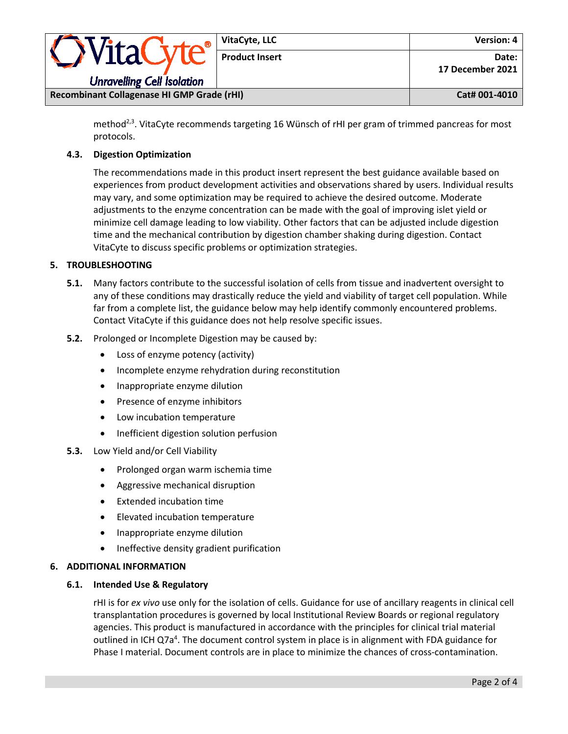method[2,3]. VitaCyte recommends targeting 16 Wünsch of rHI per gram of trimmed pancreas for most protocols.

### 4.3. Digestion Optimization

The recommendations made in this product insert represent the best guidance available based on experiences from product development activities and observations shared by users. Individual results may vary, and some optimization may be required to achieve the desired outcome. Moderate adjustments to the enzyme concentration can be made with the goal of improving islet yield or minimize cell damage leading to low viability. Other factors that can be adjusted include digestion time and the mechanical contribution by digestion chamber shaking during digestion. Contact VitaCyte to discuss specific problems or optimization strategies.

## 5. TROUBLESHOOTING

**5.1.** Many factors contribute to the successful isolation of cells from tissue and inadvertent oversight to any of these conditions may drastically reduce the yield and viability of target cell population. While far from a complete list, the guidance below may help identify commonly encountered problems. Contact VitaCyte if this guidance does not help resolve specific issues.

**5.2.** Prolonged or Incomplete Digestion may be caused by:

- Loss of enzyme potency (activity)
- Incomplete enzyme rehydration during reconstitution
- Inappropriate enzyme dilution
- Presence of enzyme inhibitors
- Low incubation temperature
- Inefficient digestion solution perfusion

**5.3.** Low Yield and/or Cell Viability

- Prolonged organ warm ischemia time
- Aggressive mechanical disruption
- Extended incubation time
- Elevated incubation temperature
- Inappropriate enzyme dilution
- Ineffective density gradient purification

## 6. ADDITIONAL INFORMATION

### 6.1. Intended Use & Regulatory

rHI is for *ex vivo* use only for the isolation of cells. Guidance for use of ancillary reagents in clinical cell transplantation procedures is governed by local Institutional Review Boards or regional regulatory agencies. This product is manufactured in accordance with the principles for clinical trial material outlined in ICH Q7a[4]. The document control system in place is in alignment with FDA guidance for Phase I material. Document controls are in place to minimize the chances of cross-contamination.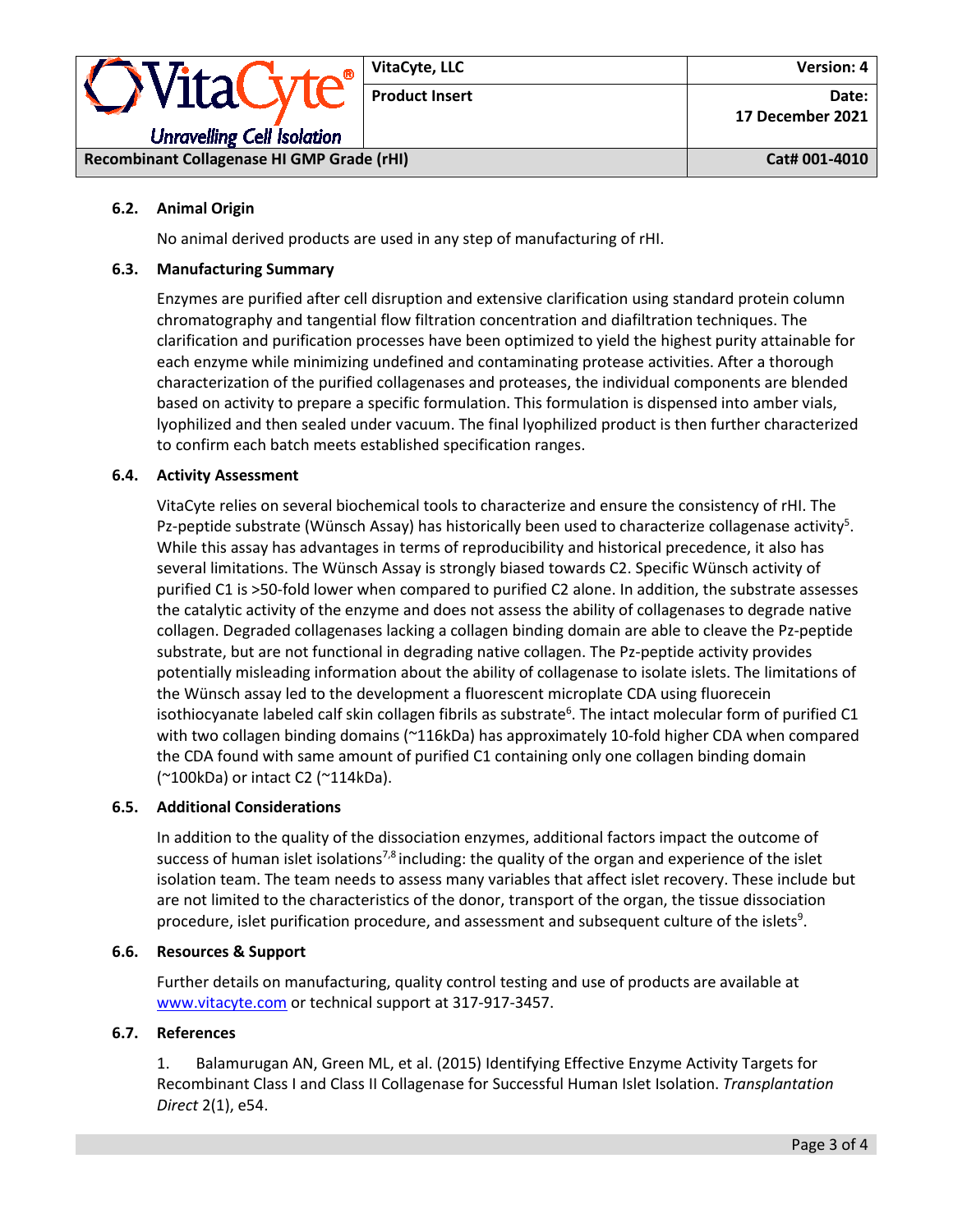### 6.2. Animal Origin

No animal derived products are used in any step of manufacturing of rHI.

### 6.3. Manufacturing Summary

Enzymes are purified after cell disruption and extensive clarification using standard protein column chromatography and tangential flow filtration concentration and diafiltration techniques. The clarification and purification processes have been optimized to yield the highest purity attainable for each enzyme while minimizing undefined and contaminating protease activities. After a thorough characterization of the purified collagenases and proteases, the individual components are blended based on activity to prepare a specific formulation. This formulation is dispensed into amber vials, lyophilized and then sealed under vacuum. The final lyophilized product is then further characterized to confirm each batch meets established specification ranges.

### 6.4. Activity Assessment

VitaCyte relies on several biochemical tools to characterize and ensure the consistency of rHI. The Pz-peptide substrate (Wünsch Assay) has historically been used to characterize collagenase activity[5]. While this assay has advantages in terms of reproducibility and historical precedence, it also has several limitations. The Wünsch Assay is strongly biased towards C2. Specific Wünsch activity of purified C1 is >50-fold lower when compared to purified C2 alone. In addition, the substrate assesses the catalytic activity of the enzyme and does not assess the ability of collagenases to degrade native collagen. Degraded collagenases lacking a collagen binding domain are able to cleave the Pz-peptide substrate, but are not functional in degrading native collagen. The Pz-peptide activity provides potentially misleading information about the ability of collagenase to isolate islets. The limitations of the Wünsch assay led to the development a fluorescent microplate CDA using fluorecein isothiocyanate labeled calf skin collagen fibrils as substrate[6]. The intact molecular form of purified C1 with two collagen binding domains (~116kDa) has approximately 10-fold higher CDA when compared the CDA found with same amount of purified C1 containing only one collagen binding domain (~100kDa) or intact C2 (~114kDa).

### 6.5. Additional Considerations

In addition to the quality of the dissociation enzymes, additional factors impact the outcome of success of human islet isolations[7,8] including: the quality of the organ and experience of the islet isolation team. The team needs to assess many variables that affect islet recovery. These include but are not limited to the characteristics of the donor, transport of the organ, the tissue dissociation procedure, islet purification procedure, and assessment and subsequent culture of the islets[9].

### 6.6. Resources & Support

Further details on manufacturing, quality control testing and use of products are available at [www.vitacyte.com](www.vitacyte.com) or technical support at 317-917-3457.

### 6.7. References

1. Balamurugan AN, Green ML, et al. (2015) Identifying Effective Enzyme Activity Targets for Recombinant Class I and Class II Collagenase for Successful Human Islet Isolation. *Transplantation Direct* 2(1), e54.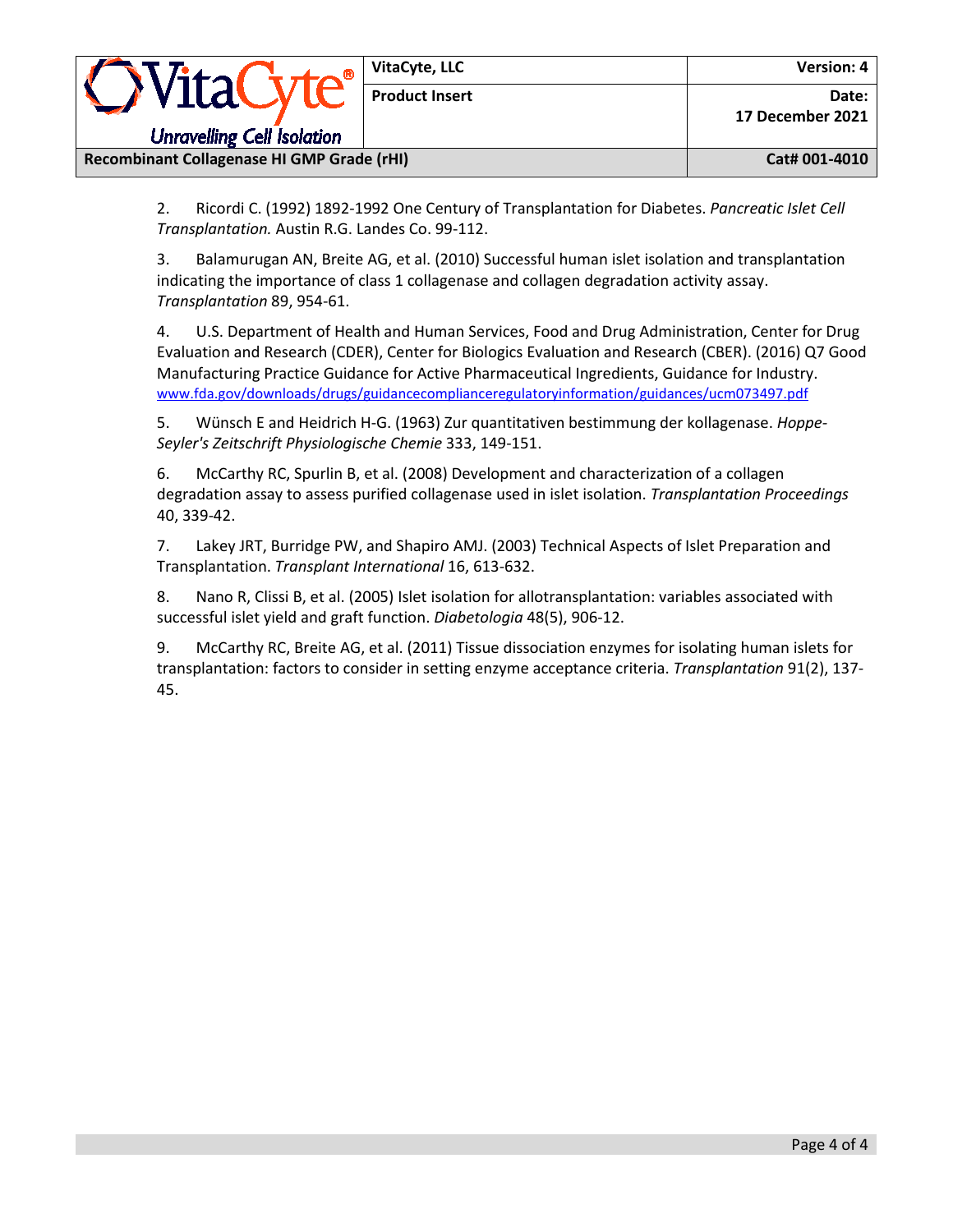2. Ricordi C. (1992) 1892-1992 One Century of Transplantation for Diabetes. *Pancreatic Islet Cell Transplantation.* Austin R.G. Landes Co. 99-112.

3. Balamurugan AN, Breite AG, et al. (2010) Successful human islet isolation and transplantation indicating the importance of class 1 collagenase and collagen degradation activity assay. *Transplantation* 89, 954-61.

4. U.S. Department of Health and Human Services, Food and Drug Administration, Center for Drug Evaluation and Research (CDER), Center for Biologics Evaluation and Research (CBER). (2016) Q7 Good Manufacturing Practice Guidance for Active Pharmaceutical Ingredients, Guidance for Industry. www.fda.gov/downloads/drugs/guidancecomplianceregulatoryinformation/guidances/ucm073497.pdf

5. Wünsch E and Heidrich H-G. (1963) Zur quantitativen bestimmung der kollagenase. *Hoppe-Seyler's Zeitschrift Physiologische Chemie* 333, 149-151.

6. McCarthy RC, Spurlin B, et al. (2008) Development and characterization of a collagen degradation assay to assess purified collagenase used in islet isolation. *Transplantation Proceedings* 40, 339-42.

7. Lakey JRT, Burridge PW, and Shapiro AMJ. (2003) Technical Aspects of Islet Preparation and Transplantation. *Transplant International* 16, 613-632.

8. Nano R, Clissi B, et al. (2005) Islet isolation for allotransplantation: variables associated with successful islet yield and graft function. *Diabetologia* 48(5), 906-12.

9. McCarthy RC, Breite AG, et al. (2011) Tissue dissociation enzymes for isolating human islets for transplantation: factors to consider in setting enzyme acceptance criteria. *Transplantation* 91(2), 137-45.